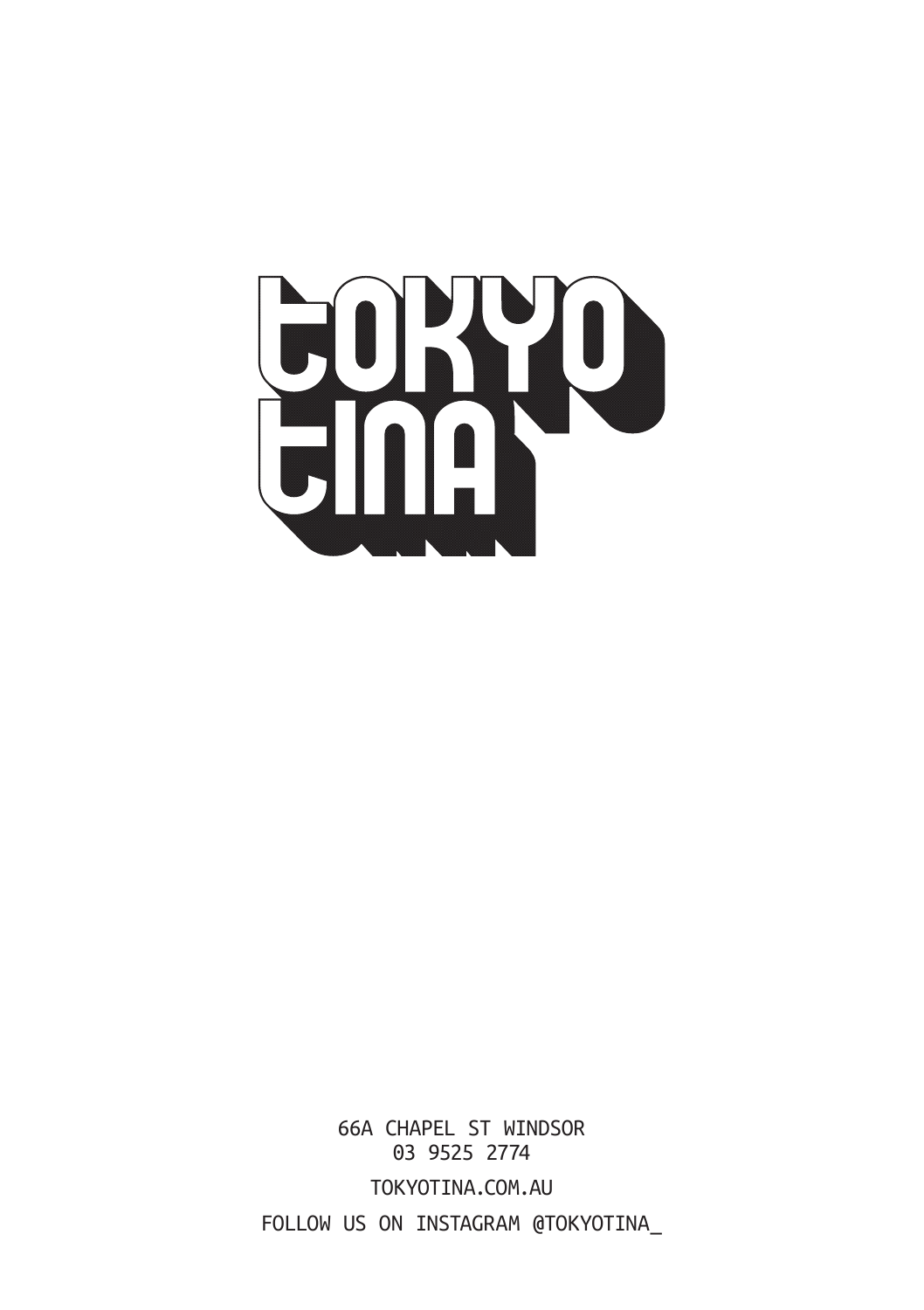# TOKYO TINA

66A CHAPEL ST WINDSOR
03 9525 2774

TOKYOTINA.COM.AU

FOLLOW US ON INSTAGRAM @TOKYOTINA_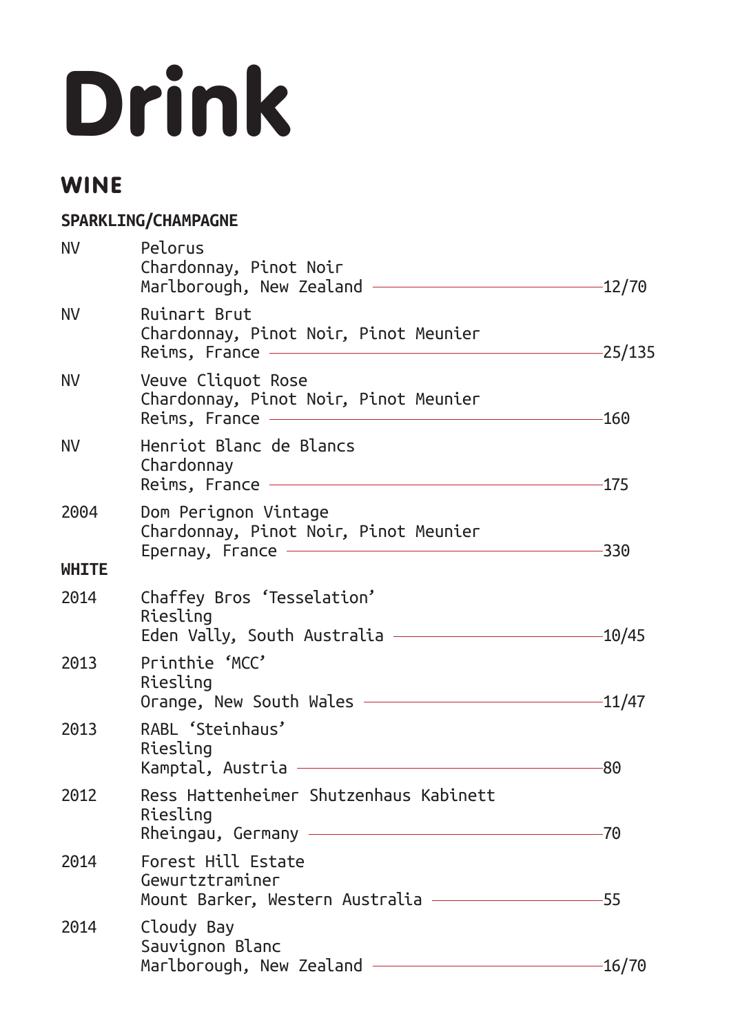# Drink

## WINE

### SPARKLING/CHAMPAGNE

| Vintage | Wine | Price |
|---|---|---|
| NV | Pelorus<br>Chardonnay, Pinot Noir<br>Marlborough, New Zealand | 12/70 |
| NV | Ruinart Brut<br>Chardonnay, Pinot Noir, Pinot Meunier<br>Reims, France | 25/135 |
| NV | Veuve Cliquot Rose<br>Chardonnay, Pinot Noir, Pinot Meunier<br>Reims, France | 160 |
| NV | Henriot Blanc de Blancs<br>Chardonnay<br>Reims, France | 175 |
| 2004 | Dom Perignon Vintage<br>Chardonnay, Pinot Noir, Pinot Meunier<br>Epernay, France | 330 |

### WHITE

| Vintage | Wine | Price |
|---|---|---|
| 2014 | Chaffey Bros 'Tesselation'<br>Riesling<br>Eden Vally, South Australia | 10/45 |
| 2013 | Printhie 'MCC'<br>Riesling<br>Orange, New South Wales | 11/47 |
| 2013 | RABL 'Steinhaus'<br>Riesling<br>Kamptal, Austria | 80 |
| 2012 | Ress Hattenheimer Shutzenhaus Kabinett<br>Riesling<br>Rheingau, Germany | 70 |
| 2014 | Forest Hill Estate<br>Gewurztraminer<br>Mount Barker, Western Australia | 55 |
| 2014 | Cloudy Bay<br>Sauvignon Blanc<br>Marlborough, New Zealand | 16/70 |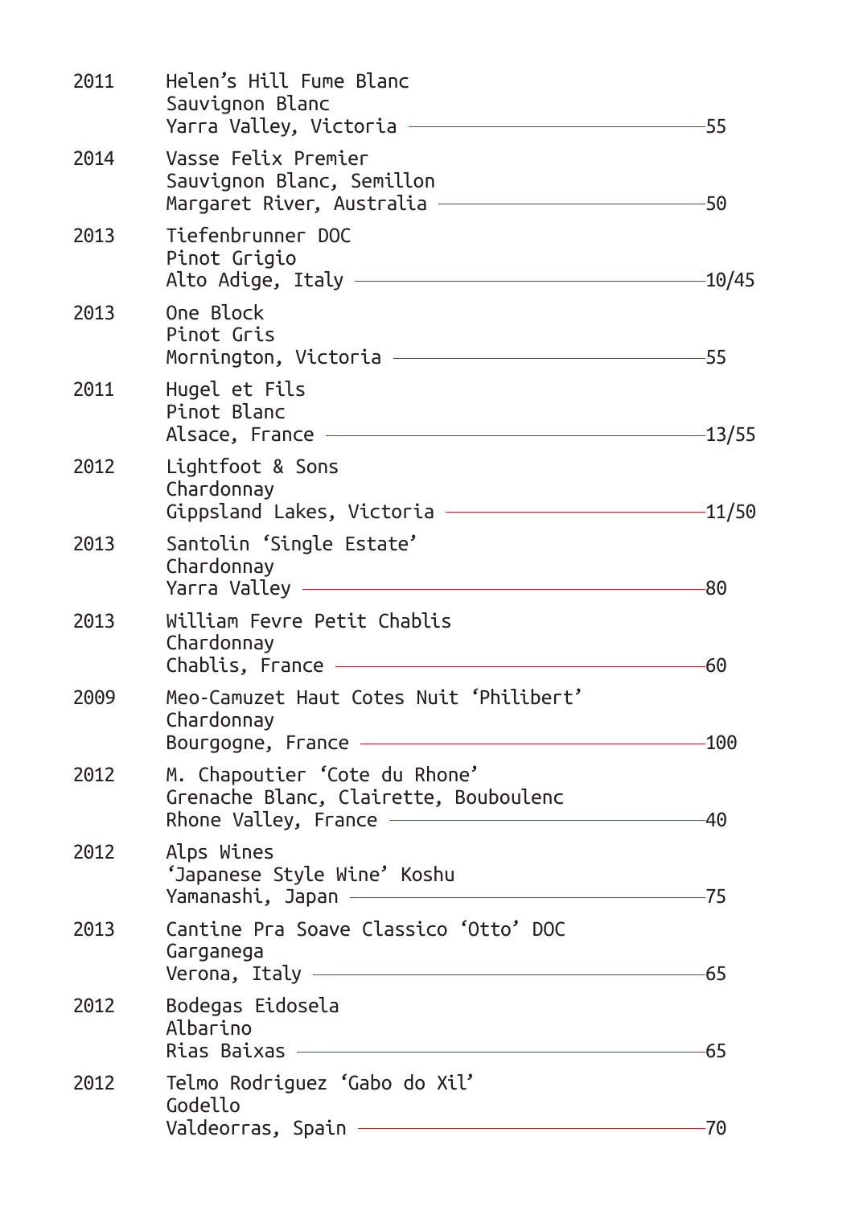| Year | Wine | Price |
| --- | --- | --- |
| 2011 | Helen's Hill Fume Blanc<br>Sauvignon Blanc<br>Yarra Valley, Victoria | 55 |
| 2014 | Vasse Felix Premier<br>Sauvignon Blanc, Semillon<br>Margaret River, Australia | 50 |
| 2013 | Tiefenbrunner DOC<br>Pinot Grigio<br>Alto Adige, Italy | 10/45 |
| 2013 | One Block<br>Pinot Gris<br>Mornington, Victoria | 55 |
| 2011 | Hugel et Fils<br>Pinot Blanc<br>Alsace, France | 13/55 |
| 2012 | Lightfoot & Sons<br>Chardonnay<br>Gippsland Lakes, Victoria | 11/50 |
| 2013 | Santolin 'Single Estate'<br>Chardonnay<br>Yarra Valley | 80 |
| 2013 | William Fevre Petit Chablis<br>Chardonnay<br>Chablis, France | 60 |
| 2009 | Meo-Camuzet Haut Cotes Nuit 'Philibert'<br>Chardonnay<br>Bourgogne, France | 100 |
| 2012 | M. Chapoutier 'Cote du Rhone'<br>Grenache Blanc, Clairette, Bouboulenc<br>Rhone Valley, France | 40 |
| 2012 | Alps Wines<br>'Japanese Style Wine' Koshu<br>Yamanashi, Japan | 75 |
| 2013 | Cantine Pra Soave Classico 'Otto' DOC<br>Garganega<br>Verona, Italy | 65 |
| 2012 | Bodegas Eidosela<br>Albarino<br>Rias Baixas | 65 |
| 2012 | Telmo Rodriguez 'Gabo do Xil'<br>Godello<br>Valdeorras, Spain | 70 |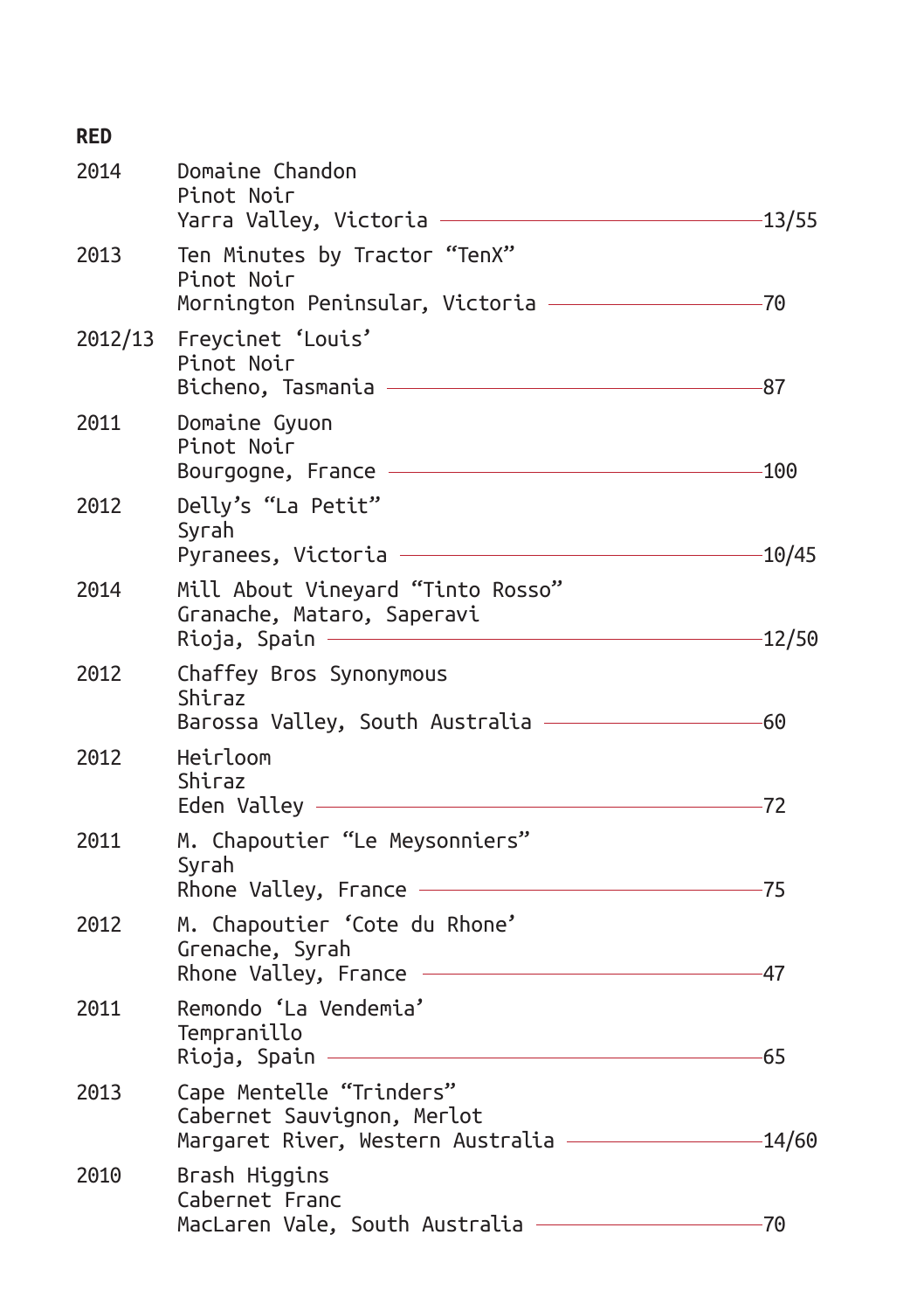## RED

| Vintage | Wine | Price |
|---|---|---|
| 2014 | Domaine Chandon<br>Pinot Noir<br>Yarra Valley, Victoria | 13/55 |
| 2013 | Ten Minutes by Tractor "TenX"<br>Pinot Noir<br>Mornington Peninsular, Victoria | 70 |
| 2012/13 | Freycinet 'Louis'<br>Pinot Noir<br>Bicheno, Tasmania | 87 |
| 2011 | Domaine Gyuon<br>Pinot Noir<br>Bourgogne, France | 100 |
| 2012 | Delly's "La Petit"<br>Syrah<br>Pyranees, Victoria | 10/45 |
| 2014 | Mill About Vineyard "Tinto Rosso"<br>Granache, Mataro, Saperavi<br>Rioja, Spain | 12/50 |
| 2012 | Chaffey Bros Synonymous<br>Shiraz<br>Barossa Valley, South Australia | 60 |
| 2012 | Heirloom<br>Shiraz<br>Eden Valley | 72 |
| 2011 | M. Chapoutier "Le Meysonniers"<br>Syrah<br>Rhone Valley, France | 75 |
| 2012 | M. Chapoutier 'Cote du Rhone'<br>Grenache, Syrah<br>Rhone Valley, France | 47 |
| 2011 | Remondo 'La Vendemia'<br>Tempranillo<br>Rioja, Spain | 65 |
| 2013 | Cape Mentelle "Trinders"<br>Cabernet Sauvignon, Merlot<br>Margaret River, Western Australia | 14/60 |
| 2010 | Brash Higgins<br>Cabernet Franc<br>MacLaren Vale, South Australia | 70 |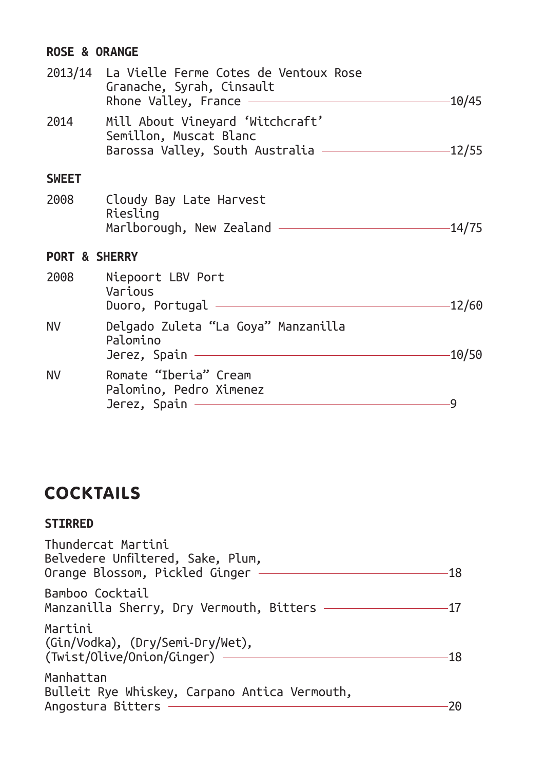### ROSE & ORANGE

2013/14 La Vielle Ferme Cotes de Ventoux Rose
Granache, Syrah, Cinsault
Rhone Valley, France — 10/45

2014 Mill About Vineyard 'Witchcraft'
Semillon, Muscat Blanc
Barossa Valley, South Australia — 12/55

### SWEET

2008 Cloudy Bay Late Harvest
Riesling
Marlborough, New Zealand — 14/75

### PORT & SHERRY

2008 Niepoort LBV Port
Various
Duoro, Portugal — 12/60

NV Delgado Zuleta "La Goya" Manzanilla
Palomino
Jerez, Spain — 10/50

NV Romate "Iberia" Cream
Palomino, Pedro Ximenez
Jerez, Spain — 9

## COCKTAILS

### STIRRED

Thundercat Martini
Belvedere Unfiltered, Sake, Plum,
Orange Blossom, Pickled Ginger — 18

Bamboo Cocktail
Manzanilla Sherry, Dry Vermouth, Bitters — 17

Martini
(Gin/Vodka), (Dry/Semi-Dry/Wet),
(Twist/Olive/Onion/Ginger) — 18

Manhattan
Bulleit Rye Whiskey, Carpano Antica Vermouth,
Angostura Bitters — 20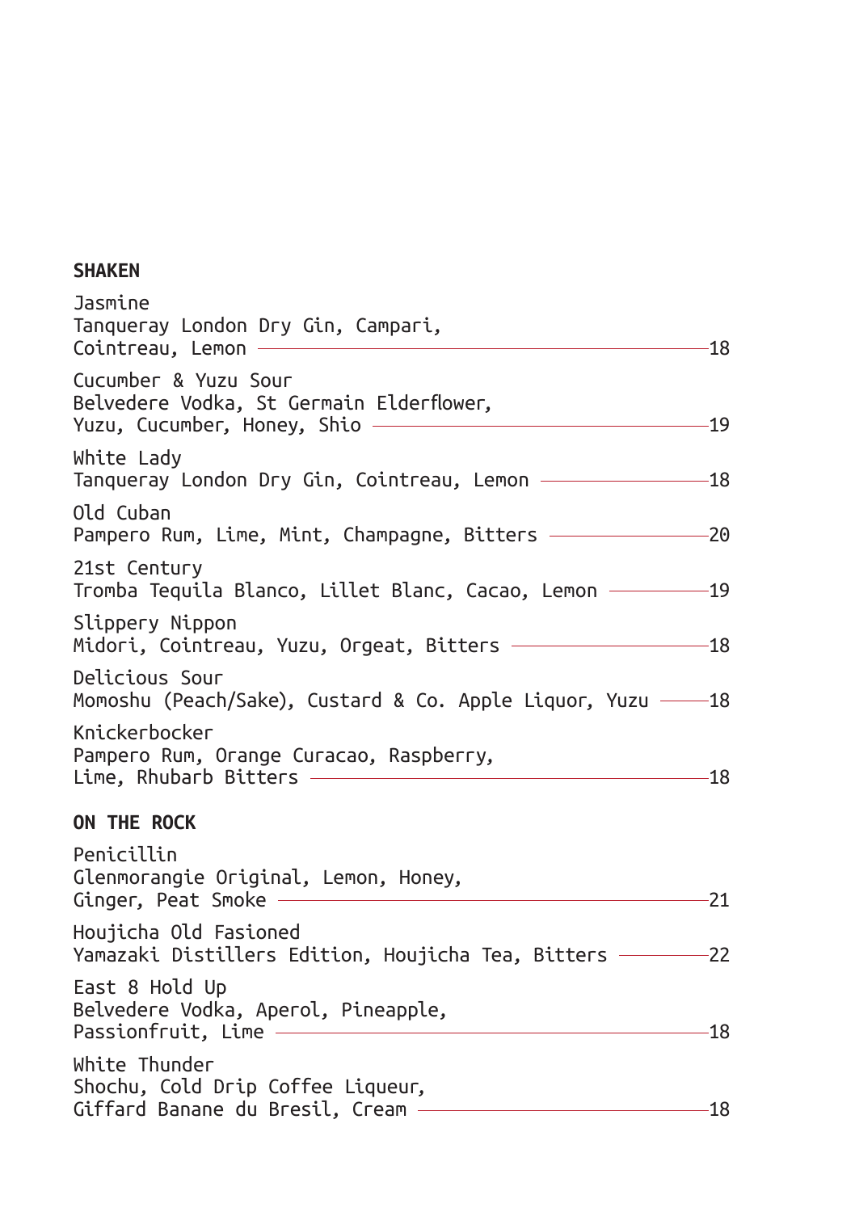## SHAKEN

Jasmine
Tanqueray London Dry Gin, Campari,
Cointreau, Lemon — 18

Cucumber & Yuzu Sour
Belvedere Vodka, St Germain Elderflower,
Yuzu, Cucumber, Honey, Shio — 19

White Lady
Tanqueray London Dry Gin, Cointreau, Lemon — 18

Old Cuban
Pampero Rum, Lime, Mint, Champagne, Bitters — 20

21st Century
Tromba Tequila Blanco, Lillet Blanc, Cacao, Lemon — 19

Slippery Nippon
Midori, Cointreau, Yuzu, Orgeat, Bitters — 18

Delicious Sour
Momoshu (Peach/Sake), Custard & Co. Apple Liquor, Yuzu — 18

Knickerbocker
Pampero Rum, Orange Curacao, Raspberry,
Lime, Rhubarb Bitters — 18

## ON THE ROCK

Penicillin
Glenmorangie Original, Lemon, Honey,
Ginger, Peat Smoke — 21

Houjicha Old Fasioned
Yamazaki Distillers Edition, Houjicha Tea, Bitters — 22

East 8 Hold Up
Belvedere Vodka, Aperol, Pineapple,
Passionfruit, Lime — 18

White Thunder
Shochu, Cold Drip Coffee Liqueur,
Giffard Banane du Bresil, Cream — 18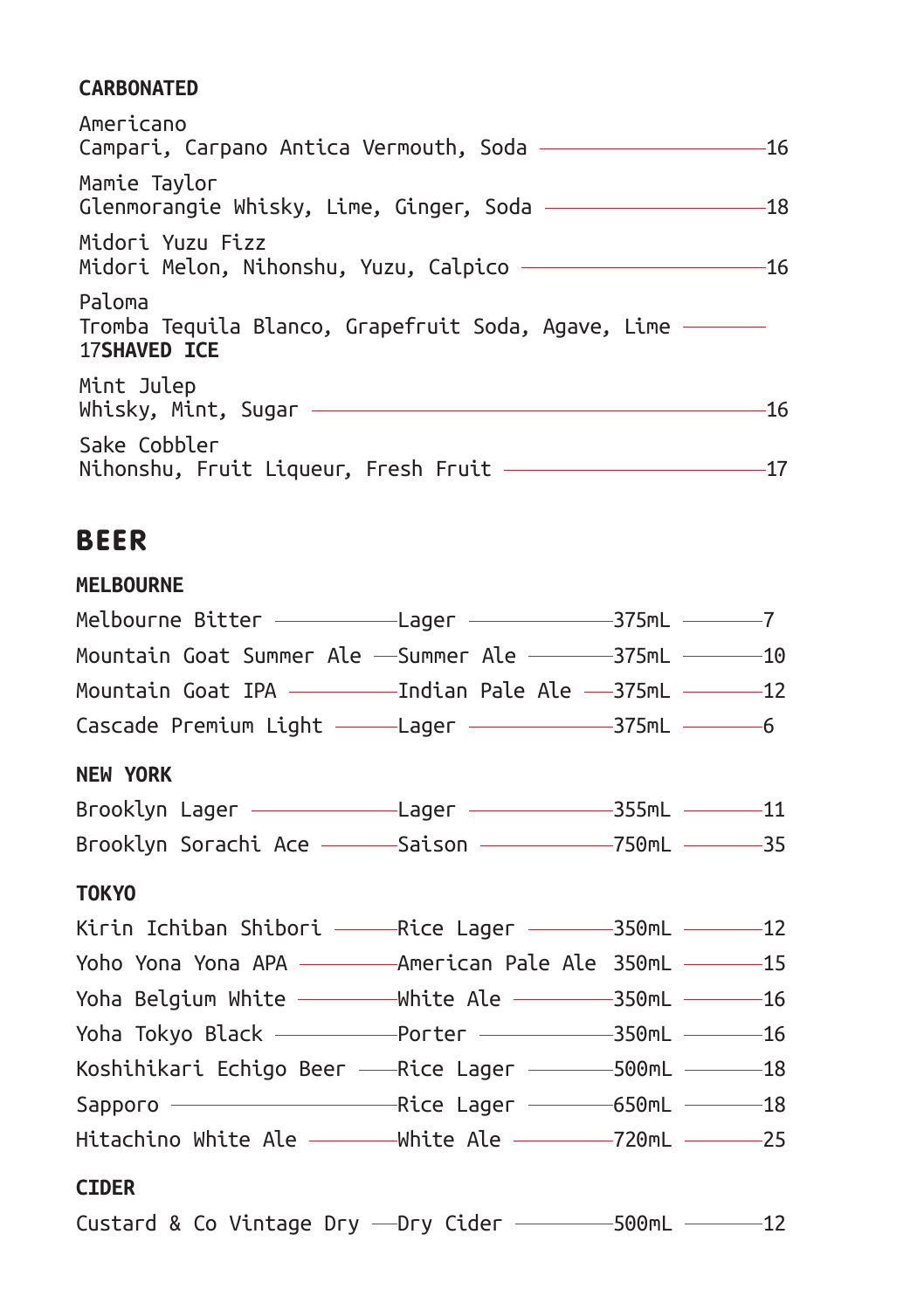**CARBONATED**

Americano
Campari, Carpano Antica Vermouth, Soda — 16

Mamie Taylor
Glenmorangie Whisky, Lime, Ginger, Soda — 18

Midori Yuzu Fizz
Midori Melon, Nihonshu, Yuzu, Calpico — 16

Paloma
Tromba Tequila Blanco, Grapefruit Soda, Agave, Lime — 17

**SHAVED ICE**

Mint Julep
Whisky, Mint, Sugar — 16

Sake Cobbler
Nihonshu, Fruit Liqueur, Fresh Fruit — 17

# BEER

**MELBOURNE**

| Beer | Style | Size | Price |
|---|---|---|---|
| Melbourne Bitter | Lager | 375mL | 7 |
| Mountain Goat Summer Ale | Summer Ale | 375mL | 10 |
| Mountain Goat IPA | Indian Pale Ale | 375mL | 12 |
| Cascade Premium Light | Lager | 375mL | 6 |

**NEW YORK**

| Beer | Style | Size | Price |
|---|---|---|---|
| Brooklyn Lager | Lager | 355mL | 11 |
| Brooklyn Sorachi Ace | Saison | 750mL | 35 |

**TOKYO**

| Beer | Style | Size | Price |
|---|---|---|---|
| Kirin Ichiban Shibori | Rice Lager | 350mL | 12 |
| Yoho Yona Yona APA | American Pale Ale | 350mL | 15 |
| Yoha Belgium White | White Ale | 350mL | 16 |
| Yoha Tokyo Black | Porter | 350mL | 16 |
| Koshihikari Echigo Beer | Rice Lager | 500mL | 18 |
| Sapporo | Rice Lager | 650mL | 18 |
| Hitachino White Ale | White Ale | 720mL | 25 |

**CIDER**

| Cider | Style | Size | Price |
|---|---|---|---|
| Custard & Co Vintage Dry | Dry Cider | 500mL | 12 |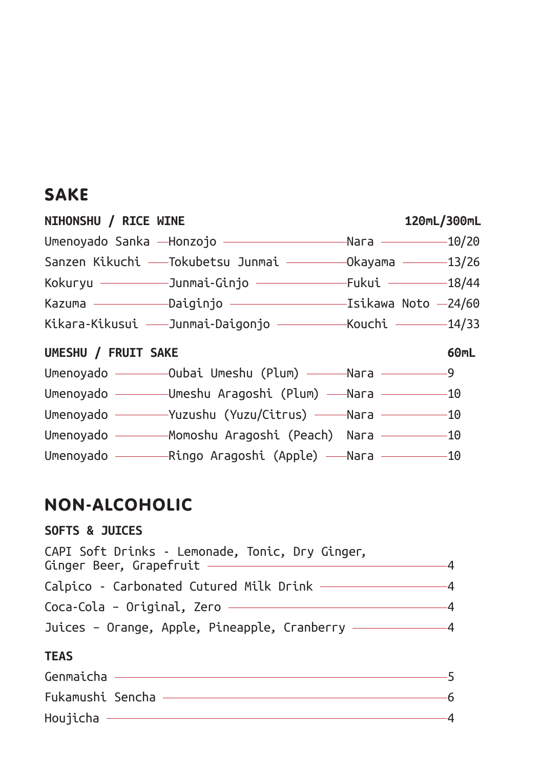# SAKE

| NIHONSHU / RICE WINE | | | 120mL/300mL |
|---|---|---|---|
| Umenoyado Sanka | Honzojo | Nara | 10/20 |
| Sanzen Kikuchi | Tokubetsu Junmai | Okayama | 13/26 |
| Kokuryu | Junmai-Ginjo | Fukui | 18/44 |
| Kazuma | Daiginjo | Isikawa Noto | 24/60 |
| Kikara-Kikusui | Junmai-Daigonjo | Kouchi | 14/33 |

| UMESHU / FRUIT SAKE | | | 60mL |
|---|---|---|---|
| Umenoyado | Oubai Umeshu (Plum) | Nara | 9 |
| Umenoyado | Umeshu Aragoshi (Plum) | Nara | 10 |
| Umenoyado | Yuzushu (Yuzu/Citrus) | Nara | 10 |
| Umenoyado | Momoshu Aragoshi (Peach) | Nara | 10 |
| Umenoyado | Ringo Aragoshi (Apple) | Nara | 10 |

# NON-ALCOHOLIC

## SOFTS & JUICES

CAPI Soft Drinks - Lemonade, Tonic, Dry Ginger, Ginger Beer, Grapefruit — 4

Calpico - Carbonated Cutured Milk Drink — 4

Coca-Cola – Original, Zero — 4

Juices – Orange, Apple, Pineapple, Cranberry — 4

## TEAS

Genmaicha — 5

Fukamushi Sencha — 6

Houjicha — 4